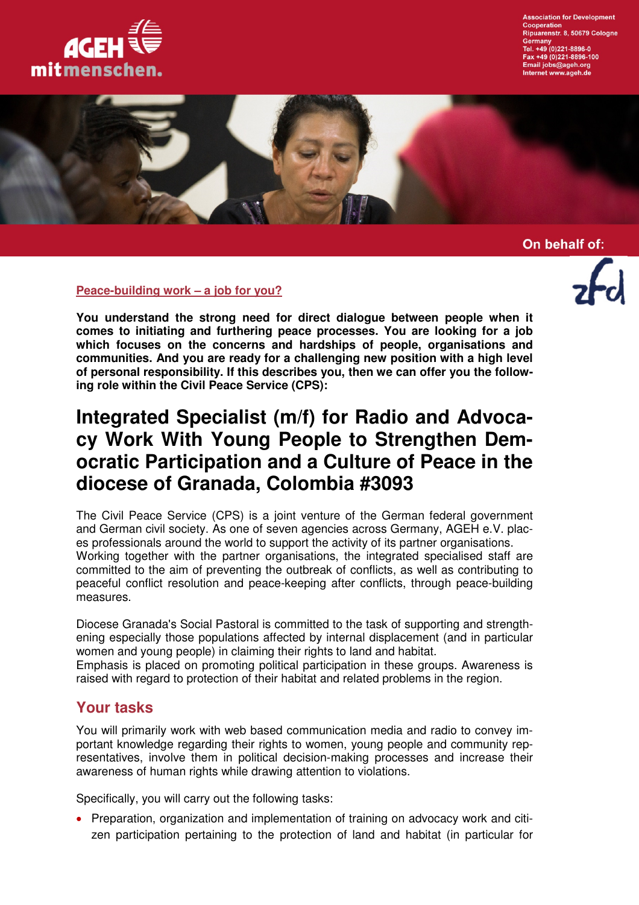AGEH mitmenschen.

Association for Development Cooperation
Ripuarenstr. 8, 50679 Cologne
Germany
Tel. +49 (0)221-8896-0
Fax +49 (0)221-8896-100
Email jobs@ageh.org
Internet www.ageh.de

On behalf of: zfd

**Peace-building work – a job for you?**

**You understand the strong need for direct dialogue between people when it comes to initiating and furthering peace processes. You are looking for a job which focuses on the concerns and hardships of people, organisations and communities. And you are ready for a challenging new position with a high level of personal responsibility. If this describes you, then we can offer you the following role within the Civil Peace Service (CPS):**

# Integrated Specialist (m/f) for Radio and Advocacy Work With Young People to Strengthen Democratic Participation and a Culture of Peace in the diocese of Granada, Colombia #3093

The Civil Peace Service (CPS) is a joint venture of the German federal government and German civil society. As one of seven agencies across Germany, AGEH e.V. places professionals around the world to support the activity of its partner organisations. Working together with the partner organisations, the integrated specialised staff are committed to the aim of preventing the outbreak of conflicts, as well as contributing to peaceful conflict resolution and peace-keeping after conflicts, through peace-building measures.

Diocese Granada's Social Pastoral is committed to the task of supporting and strengthening especially those populations affected by internal displacement (and in particular women and young people) in claiming their rights to land and habitat.
Emphasis is placed on promoting political participation in these groups. Awareness is raised with regard to protection of their habitat and related problems in the region.

## Your tasks

You will primarily work with web based communication media and radio to convey important knowledge regarding their rights to women, young people and community representatives, involve them in political decision-making processes and increase their awareness of human rights while drawing attention to violations.

Specifically, you will carry out the following tasks:

- Preparation, organization and implementation of training on advocacy work and citizen participation pertaining to the protection of land and habitat (in particular for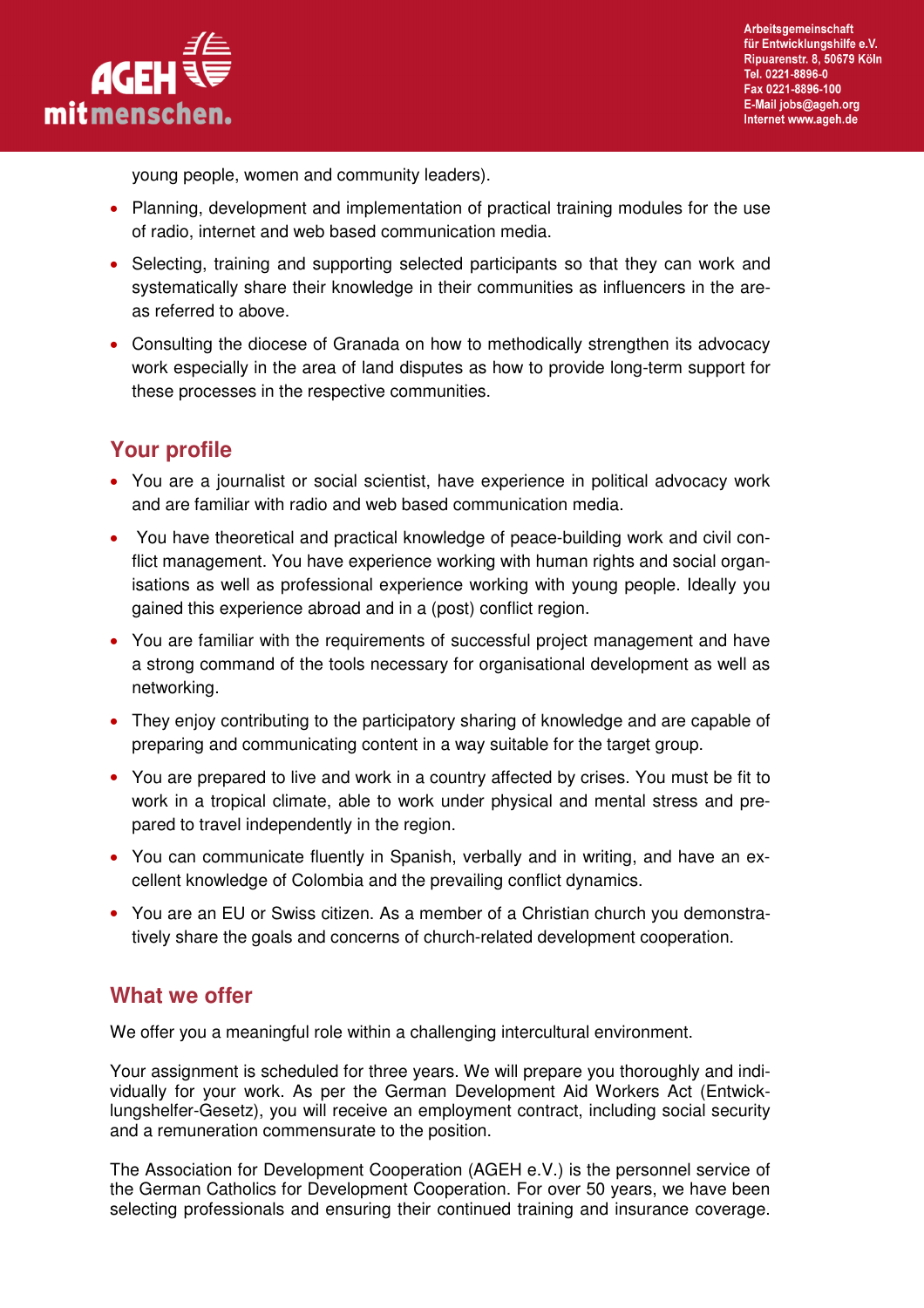young people, women and community leaders).

- Planning, development and implementation of practical training modules for the use of radio, internet and web based communication media.
- Selecting, training and supporting selected participants so that they can work and systematically share their knowledge in their communities as influencers in the areas referred to above.
- Consulting the diocese of Granada on how to methodically strengthen its advocacy work especially in the area of land disputes as how to provide long-term support for these processes in the respective communities.

## Your profile

- You are a journalist or social scientist, have experience in political advocacy work and are familiar with radio and web based communication media.
- You have theoretical and practical knowledge of peace-building work and civil conflict management. You have experience working with human rights and social organisations as well as professional experience working with young people. Ideally you gained this experience abroad and in a (post) conflict region.
- You are familiar with the requirements of successful project management and have a strong command of the tools necessary for organisational development as well as networking.
- They enjoy contributing to the participatory sharing of knowledge and are capable of preparing and communicating content in a way suitable for the target group.
- You are prepared to live and work in a country affected by crises. You must be fit to work in a tropical climate, able to work under physical and mental stress and prepared to travel independently in the region.
- You can communicate fluently in Spanish, verbally and in writing, and have an excellent knowledge of Colombia and the prevailing conflict dynamics.
- You are an EU or Swiss citizen. As a member of a Christian church you demonstratively share the goals and concerns of church-related development cooperation.

## What we offer

We offer you a meaningful role within a challenging intercultural environment.

Your assignment is scheduled for three years. We will prepare you thoroughly and individually for your work. As per the German Development Aid Workers Act (Entwicklungshelfer-Gesetz), you will receive an employment contract, including social security and a remuneration commensurate to the position.

The Association for Development Cooperation (AGEH e.V.) is the personnel service of the German Catholics for Development Cooperation. For over 50 years, we have been selecting professionals and ensuring their continued training and insurance coverage.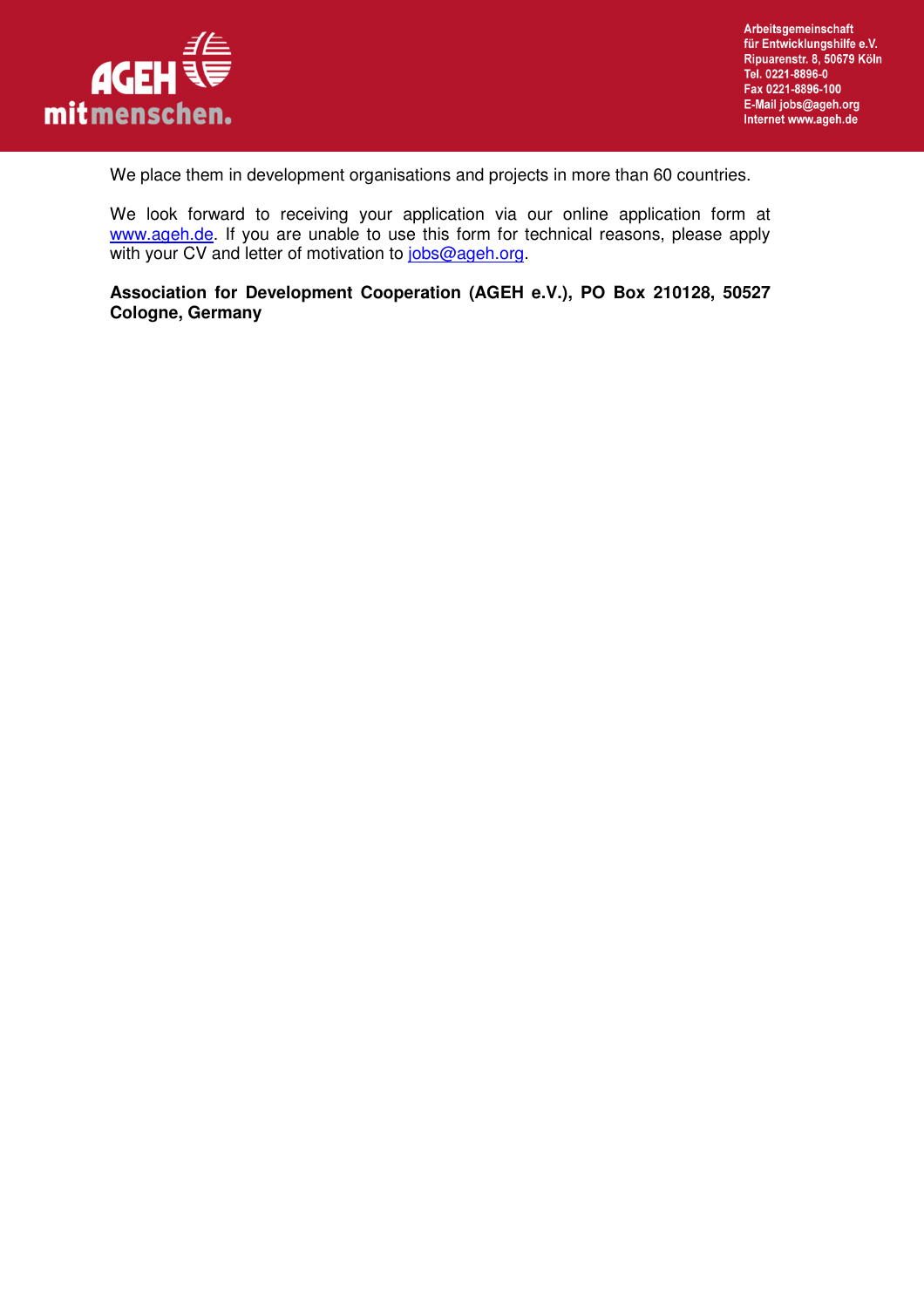We place them in development organisations and projects in more than 60 countries.

We look forward to receiving your application via our online application form at www.ageh.de. If you are unable to use this form for technical reasons, please apply with your CV and letter of motivation to jobs@ageh.org.

**Association for Development Cooperation (AGEH e.V.), PO Box 210128, 50527 Cologne, Germany**